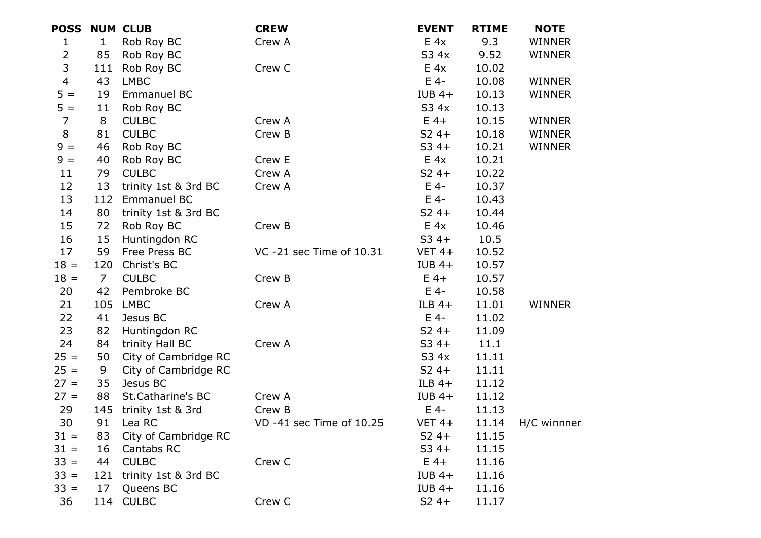| POSS | NUM | CLUB | CREW | EVENT | RTIME | NOTE |
|---|---|---|---|---|---|---|
| 1 | 1 | Rob Roy BC | Crew A | E 4x | 9.3 | WINNER |
| 2 | 85 | Rob Roy BC | | S3 4x | 9.52 | WINNER |
| 3 | 111 | Rob Roy BC | Crew C | E 4x | 10.02 | |
| 4 | 43 | LMBC | | E 4- | 10.08 | WINNER |
| 5 = | 19 | Emmanuel BC | | IUB 4+ | 10.13 | WINNER |
| 5 = | 11 | Rob Roy BC | | S3 4x | 10.13 | |
| 7 | 8 | CULBC | Crew A | E 4+ | 10.15 | WINNER |
| 8 | 81 | CULBC | Crew B | S2 4+ | 10.18 | WINNER |
| 9 = | 46 | Rob Roy BC | | S3 4+ | 10.21 | WINNER |
| 9 = | 40 | Rob Roy BC | Crew E | E 4x | 10.21 | |
| 11 | 79 | CULBC | Crew A | S2 4+ | 10.22 | |
| 12 | 13 | trinity 1st & 3rd BC | Crew A | E 4- | 10.37 | |
| 13 | 112 | Emmanuel BC | | E 4- | 10.43 | |
| 14 | 80 | trinity 1st & 3rd BC | | S2 4+ | 10.44 | |
| 15 | 72 | Rob Roy BC | Crew B | E 4x | 10.46 | |
| 16 | 15 | Huntingdon RC | | S3 4+ | 10.5 | |
| 17 | 59 | Free Press BC | VC -21 sec Time of 10.31 | VET 4+ | 10.52 | |
| 18 = | 120 | Christ's BC | | IUB 4+ | 10.57 | |
| 18 = | 7 | CULBC | Crew B | E 4+ | 10.57 | |
| 20 | 42 | Pembroke BC | | E 4- | 10.58 | |
| 21 | 105 | LMBC | Crew A | ILB 4+ | 11.01 | WINNER |
| 22 | 41 | Jesus BC | | E 4- | 11.02 | |
| 23 | 82 | Huntingdon RC | | S2 4+ | 11.09 | |
| 24 | 84 | trinity Hall BC | Crew A | S3 4+ | 11.1 | |
| 25 = | 50 | City of Cambridge RC | | S3 4x | 11.11 | |
| 25 = | 9 | City of Cambridge RC | | S2 4+ | 11.11 | |
| 27 = | 35 | Jesus BC | | ILB 4+ | 11.12 | |
| 27 = | 88 | St.Catharine's BC | Crew A | IUB 4+ | 11.12 | |
| 29 | 145 | trinity 1st & 3rd | Crew B | E 4- | 11.13 | |
| 30 | 91 | Lea RC | VD -41 sec Time of 10.25 | VET 4+ | 11.14 | H/C winnner |
| 31 = | 83 | City of Cambridge RC | | S2 4+ | 11.15 | |
| 31 = | 16 | Cantabs RC | | S3 4+ | 11.15 | |
| 33 = | 44 | CULBC | Crew C | E 4+ | 11.16 | |
| 33 = | 121 | trinity 1st & 3rd BC | | IUB 4+ | 11.16 | |
| 33 = | 17 | Queens BC | | IUB 4+ | 11.16 | |
| 36 | 114 | CULBC | Crew C | S2 4+ | 11.17 | |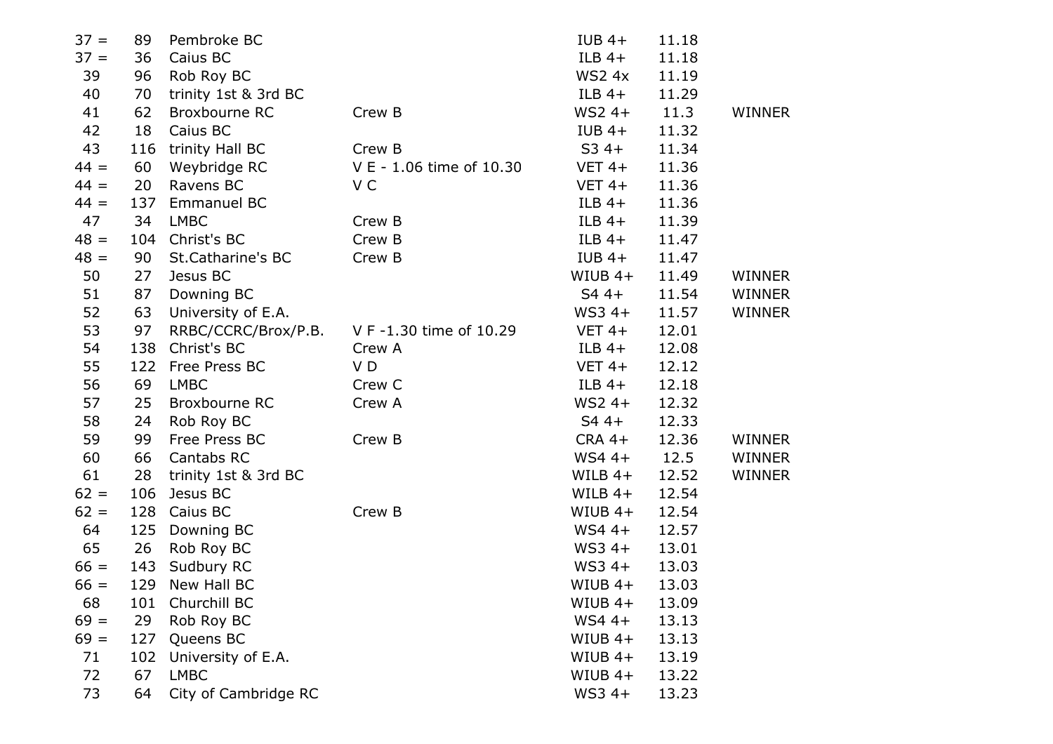| | | | | | | |
|---|---|---|---|---|---|---|
| 37 = | 89 | Pembroke BC | | IUB 4+ | 11.18 | |
| 37 = | 36 | Caius BC | | ILB 4+ | 11.18 | |
| 39 | 96 | Rob Roy BC | | WS2 4x | 11.19 | |
| 40 | 70 | trinity 1st & 3rd BC | | ILB 4+ | 11.29 | |
| 41 | 62 | Broxbourne RC | Crew B | WS2 4+ | 11.3 | WINNER |
| 42 | 18 | Caius BC | | IUB 4+ | 11.32 | |
| 43 | 116 | trinity Hall BC | Crew B | S3 4+ | 11.34 | |
| 44 = | 60 | Weybridge RC | V E - 1.06 time of 10.30 | VET 4+ | 11.36 | |
| 44 = | 20 | Ravens BC | V C | VET 4+ | 11.36 | |
| 44 = | 137 | Emmanuel BC | | ILB 4+ | 11.36 | |
| 47 | 34 | LMBC | Crew B | ILB 4+ | 11.39 | |
| 48 = | 104 | Christ's BC | Crew B | ILB 4+ | 11.47 | |
| 48 = | 90 | St.Catharine's BC | Crew B | IUB 4+ | 11.47 | |
| 50 | 27 | Jesus BC | | WIUB 4+ | 11.49 | WINNER |
| 51 | 87 | Downing BC | | S4 4+ | 11.54 | WINNER |
| 52 | 63 | University of E.A. | | WS3 4+ | 11.57 | WINNER |
| 53 | 97 | RRBC/CCRC/Brox/P.B. | V F -1.30 time of 10.29 | VET 4+ | 12.01 | |
| 54 | 138 | Christ's BC | Crew A | ILB 4+ | 12.08 | |
| 55 | 122 | Free Press BC | V D | VET 4+ | 12.12 | |
| 56 | 69 | LMBC | Crew C | ILB 4+ | 12.18 | |
| 57 | 25 | Broxbourne RC | Crew A | WS2 4+ | 12.32 | |
| 58 | 24 | Rob Roy BC | | S4 4+ | 12.33 | |
| 59 | 99 | Free Press BC | Crew B | CRA 4+ | 12.36 | WINNER |
| 60 | 66 | Cantabs RC | | WS4 4+ | 12.5 | WINNER |
| 61 | 28 | trinity 1st & 3rd BC | | WILB 4+ | 12.52 | WINNER |
| 62 = | 106 | Jesus BC | | WILB 4+ | 12.54 | |
| 62 = | 128 | Caius BC | Crew B | WIUB 4+ | 12.54 | |
| 64 | 125 | Downing BC | | WS4 4+ | 12.57 | |
| 65 | 26 | Rob Roy BC | | WS3 4+ | 13.01 | |
| 66 = | 143 | Sudbury RC | | WS3 4+ | 13.03 | |
| 66 = | 129 | New Hall BC | | WIUB 4+ | 13.03 | |
| 68 | 101 | Churchill BC | | WIUB 4+ | 13.09 | |
| 69 = | 29 | Rob Roy BC | | WS4 4+ | 13.13 | |
| 69 = | 127 | Queens BC | | WIUB 4+ | 13.13 | |
| 71 | 102 | University of E.A. | | WIUB 4+ | 13.19 | |
| 72 | 67 | LMBC | | WIUB 4+ | 13.22 | |
| 73 | 64 | City of Cambridge RC | | WS3 4+ | 13.23 | |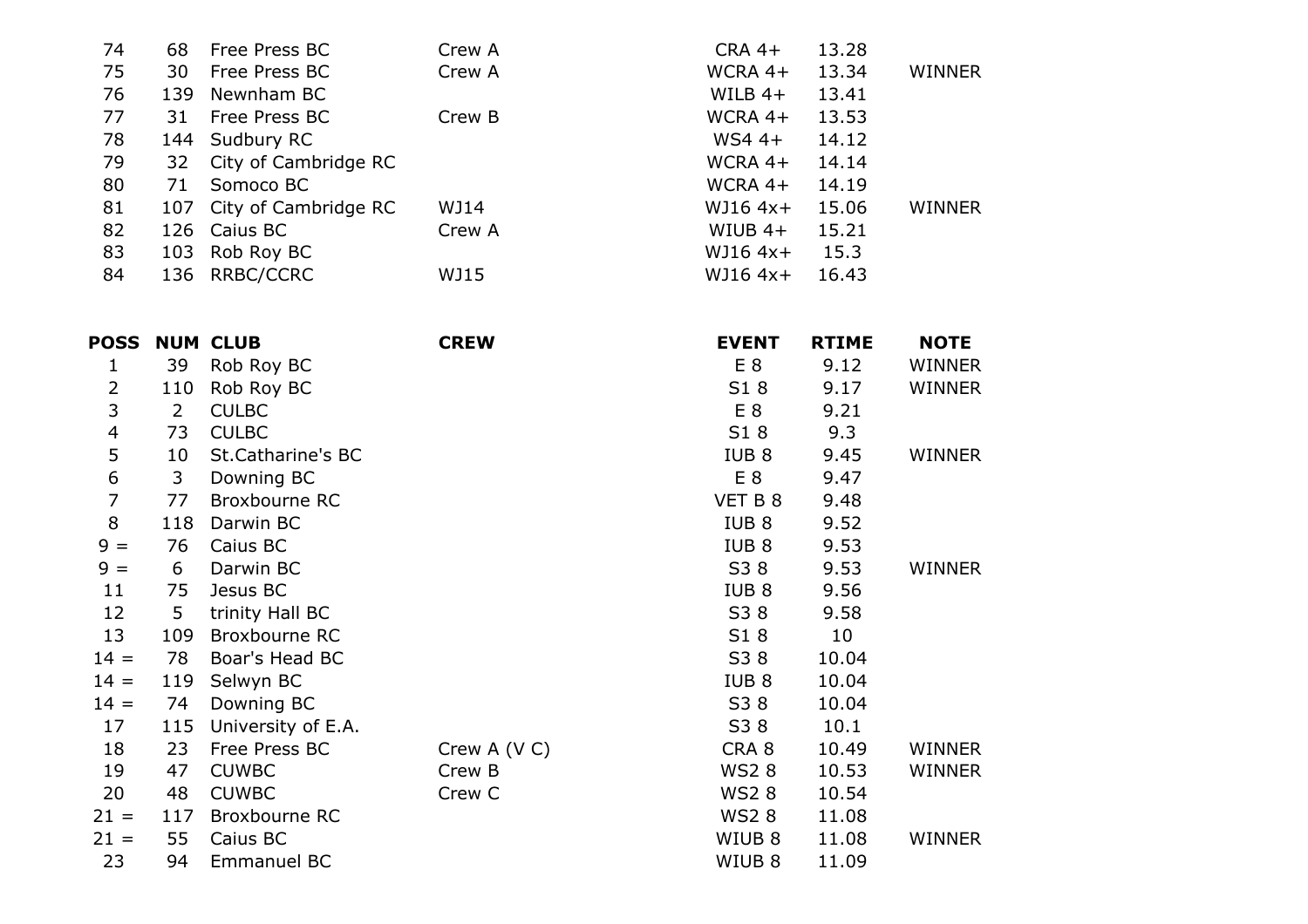| | | | | | | |
|---|---|---|---|---|---|---|
| 74 | 68 | Free Press BC | Crew A | CRA 4+ | 13.28 | |
| 75 | 30 | Free Press BC | Crew A | WCRA 4+ | 13.34 | WINNER |
| 76 | 139 | Newnham BC | | WILB 4+ | 13.41 | |
| 77 | 31 | Free Press BC | Crew B | WCRA 4+ | 13.53 | |
| 78 | 144 | Sudbury RC | | WS4 4+ | 14.12 | |
| 79 | 32 | City of Cambridge RC | | WCRA 4+ | 14.14 | |
| 80 | 71 | Somoco BC | | WCRA 4+ | 14.19 | |
| 81 | 107 | City of Cambridge RC | WJ14 | WJ16 4x+ | 15.06 | WINNER |
| 82 | 126 | Caius BC | Crew A | WIUB 4+ | 15.21 | |
| 83 | 103 | Rob Roy BC | | WJ16 4x+ | 15.3 | |
| 84 | 136 | RRBC/CCRC | WJ15 | WJ16 4x+ | 16.43 | |

| POSS | NUM | CLUB | CREW | EVENT | RTIME | NOTE |
|---|---|---|---|---|---|---|
| 1 | 39 | Rob Roy BC | | E 8 | 9.12 | WINNER |
| 2 | 110 | Rob Roy BC | | S1 8 | 9.17 | WINNER |
| 3 | 2 | CULBC | | E 8 | 9.21 | |
| 4 | 73 | CULBC | | S1 8 | 9.3 | |
| 5 | 10 | St.Catharine's BC | | IUB 8 | 9.45 | WINNER |
| 6 | 3 | Downing BC | | E 8 | 9.47 | |
| 7 | 77 | Broxbourne RC | | VET B 8 | 9.48 | |
| 8 | 118 | Darwin BC | | IUB 8 | 9.52 | |
| 9 = | 76 | Caius BC | | IUB 8 | 9.53 | |
| 9 = | 6 | Darwin BC | | S3 8 | 9.53 | WINNER |
| 11 | 75 | Jesus BC | | IUB 8 | 9.56 | |
| 12 | 5 | trinity Hall BC | | S3 8 | 9.58 | |
| 13 | 109 | Broxbourne RC | | S1 8 | 10 | |
| 14 = | 78 | Boar's Head BC | | S3 8 | 10.04 | |
| 14 = | 119 | Selwyn BC | | IUB 8 | 10.04 | |
| 14 = | 74 | Downing BC | | S3 8 | 10.04 | |
| 17 | 115 | University of E.A. | | S3 8 | 10.1 | |
| 18 | 23 | Free Press BC | Crew A (V C) | CRA 8 | 10.49 | WINNER |
| 19 | 47 | CUWBC | Crew B | WS2 8 | 10.53 | WINNER |
| 20 | 48 | CUWBC | Crew C | WS2 8 | 10.54 | |
| 21 = | 117 | Broxbourne RC | | WS2 8 | 11.08 | |
| 21 = | 55 | Caius BC | | WIUB 8 | 11.08 | WINNER |
| 23 | 94 | Emmanuel BC | | WIUB 8 | 11.09 | |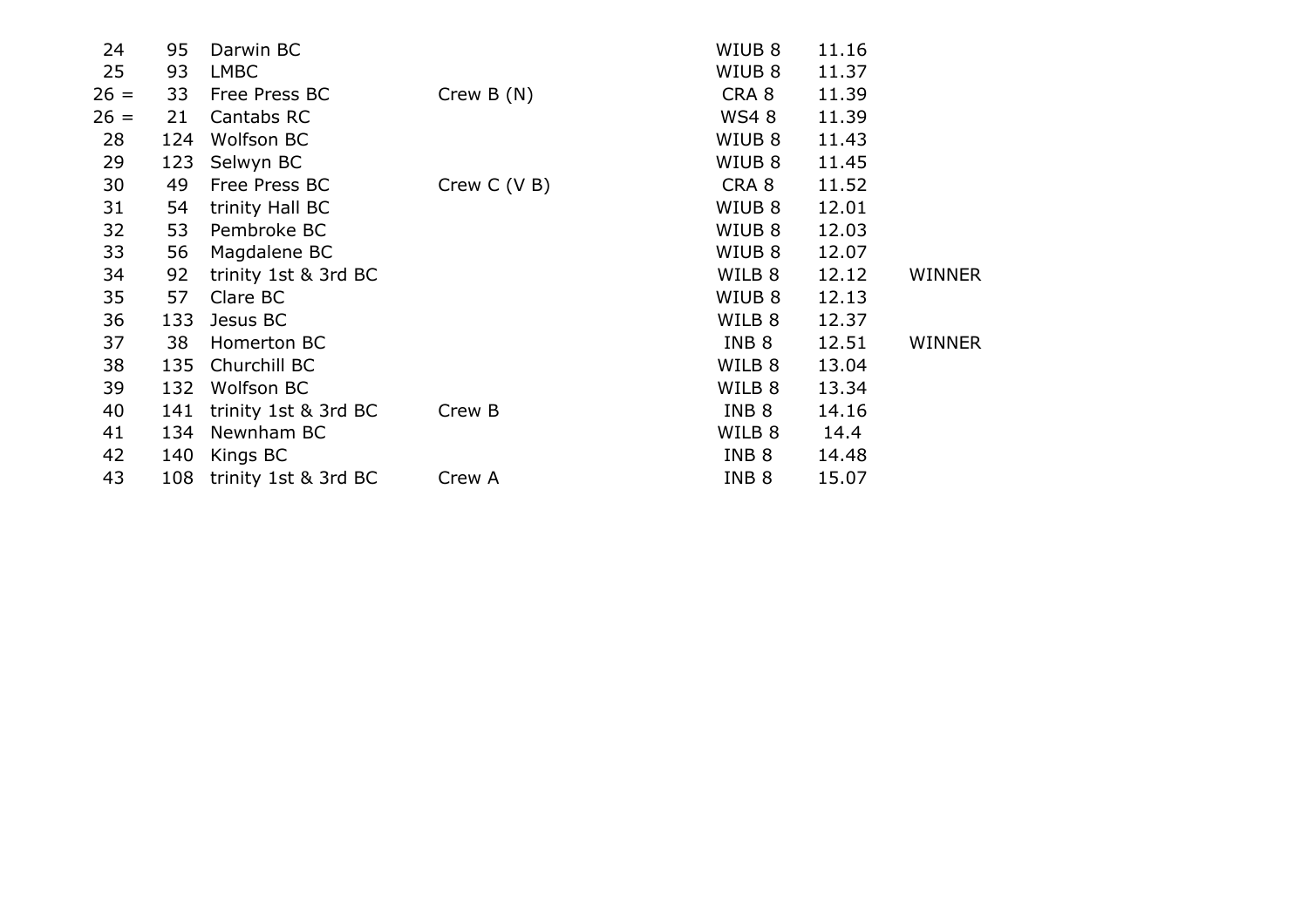| | | | | | | |
|---|---|---|---|---|---|---|
| 24 | 95 | Darwin BC | | WIUB 8 | 11.16 | |
| 25 | 93 | LMBC | | WIUB 8 | 11.37 | |
| 26 = | 33 | Free Press BC | Crew B (N) | CRA 8 | 11.39 | |
| 26 = | 21 | Cantabs RC | | WS4 8 | 11.39 | |
| 28 | 124 | Wolfson BC | | WIUB 8 | 11.43 | |
| 29 | 123 | Selwyn BC | | WIUB 8 | 11.45 | |
| 30 | 49 | Free Press BC | Crew C (V B) | CRA 8 | 11.52 | |
| 31 | 54 | trinity Hall BC | | WIUB 8 | 12.01 | |
| 32 | 53 | Pembroke BC | | WIUB 8 | 12.03 | |
| 33 | 56 | Magdalene BC | | WIUB 8 | 12.07 | |
| 34 | 92 | trinity 1st & 3rd BC | | WILB 8 | 12.12 | WINNER |
| 35 | 57 | Clare BC | | WIUB 8 | 12.13 | |
| 36 | 133 | Jesus BC | | WILB 8 | 12.37 | |
| 37 | 38 | Homerton BC | | INB 8 | 12.51 | WINNER |
| 38 | 135 | Churchill BC | | WILB 8 | 13.04 | |
| 39 | 132 | Wolfson BC | | WILB 8 | 13.34 | |
| 40 | 141 | trinity 1st & 3rd BC | Crew B | INB 8 | 14.16 | |
| 41 | 134 | Newnham BC | | WILB 8 | 14.4 | |
| 42 | 140 | Kings BC | | INB 8 | 14.48 | |
| 43 | 108 | trinity 1st & 3rd BC | Crew A | INB 8 | 15.07 | |